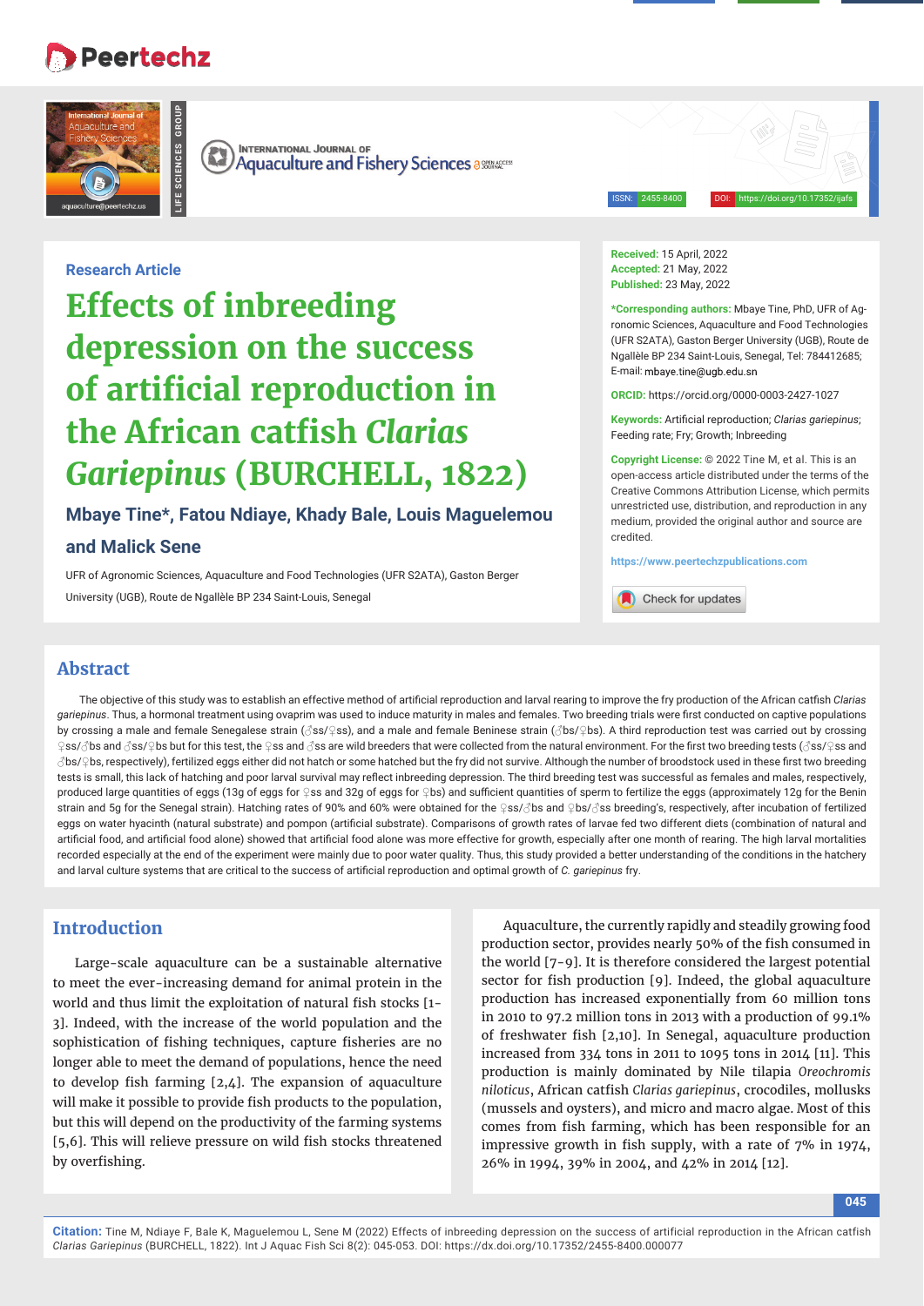Research Article

# Effects of inbreeding depression on the success of artificial reproduction in the African catfish *Clarias Gariepinus* (BURCHELL, 1822)

**Mbaye Tine*, Fatou Ndiaye, Khady Bale, Louis Maguelemou and Malick Sene**

UFR of Agronomic Sciences, Aquaculture and Food Technologies (UFR S2ATA), Gaston Berger University (UGB), Route de Ngallèle BP 234 Saint-Louis, Senegal

**Received:** 15 April, 2022
**Accepted:** 21 May, 2022
**Published:** 23 May, 2022

***Corresponding authors:** Mbaye Tine, PhD, UFR of Agronomic Sciences, Aquaculture and Food Technologies (UFR S2ATA), Gaston Berger University (UGB), Route de Ngallèle BP 234 Saint-Louis, Senegal, Tel: 784412685; E-mail: mbaye.tine@ugb.edu.sn

**ORCID:** https://orcid.org/0000-0003-2427-1027

**Keywords:** Artificial reproduction; *Clarias gariepinus*; Feeding rate; Fry; Growth; Inbreeding

**Copyright License:** © 2022 Tine M, et al. This is an open-access article distributed under the terms of the Creative Commons Attribution License, which permits unrestricted use, distribution, and reproduction in any medium, provided the original author and source are credited.

https://www.peertechzpublications.com

## Abstract

The objective of this study was to establish an effective method of artificial reproduction and larval rearing to improve the fry production of the African catfish *Clarias gariepinus*. Thus, a hormonal treatment using ovaprim was used to induce maturity in males and females. Two breeding trials were first conducted on captive populations by crossing a male and female Senegalese strain (♂ss/♀ss), and a male and female Beninese strain (♂bs/♀bs). A third reproduction test was carried out by crossing ♀ss/♂bs and ♂ss/♀bs but for this test, the ♀ss and ♂ss are wild breeders that were collected from the natural environment. For the first two breeding tests (♂ss/♀ss and ♂bs/♀bs, respectively), fertilized eggs either did not hatch or some hatched but the fry did not survive. Although the number of broodstock used in these first two breeding tests is small, this lack of hatching and poor larval survival may reflect inbreeding depression. The third breeding test was successful as females and males, respectively, produced large quantities of eggs (13g of eggs for ♀ss and 32g of eggs for ♀bs) and sufficient quantities of sperm to fertilize the eggs (approximately 12g for the Benin strain and 5g for the Senegal strain). Hatching rates of 90% and 60% were obtained for the ♀ss/♂bs and ♀bs/♂ss breeding's, respectively, after incubation of fertilized eggs on water hyacinth (natural substrate) and pompon (artificial substrate). Comparisons of growth rates of larvae fed two different diets (combination of natural and artificial food, and artificial food alone) showed that artificial food alone was more effective for growth, especially after one month of rearing. The high larval mortalities recorded especially at the end of the experiment were mainly due to poor water quality. Thus, this study provided a better understanding of the conditions in the hatchery and larval culture systems that are critical to the success of artificial reproduction and optimal growth of *C. gariepinus* fry.

## Introduction

Large-scale aquaculture can be a sustainable alternative to meet the ever-increasing demand for animal protein in the world and thus limit the exploitation of natural fish stocks [1-3]. Indeed, with the increase of the world population and the sophistication of fishing techniques, capture fisheries are no longer able to meet the demand of populations, hence the need to develop fish farming [2,4]. The expansion of aquaculture will make it possible to provide fish products to the population, but this will depend on the productivity of the farming systems [5,6]. This will relieve pressure on wild fish stocks threatened by overfishing.

Aquaculture, the currently rapidly and steadily growing food production sector, provides nearly 50% of the fish consumed in the world [7-9]. It is therefore considered the largest potential sector for fish production [9]. Indeed, the global aquaculture production has increased exponentially from 60 million tons in 2010 to 97.2 million tons in 2013 with a production of 99.1% of freshwater fish [2,10]. In Senegal, aquaculture production increased from 334 tons in 2011 to 1095 tons in 2014 [11]. This production is mainly dominated by Nile tilapia *Oreochromis niloticus*, African catfish *Clarias gariepinus*, crocodiles, mollusks (mussels and oysters), and micro and macro algae. Most of this comes from fish farming, which has been responsible for an impressive growth in fish supply, with a rate of 7% in 1974, 26% in 1994, 39% in 2004, and 42% in 2014 [12].

**Citation:** Tine M, Ndiaye F, Bale K, Maguelemou L, Sene M (2022) Effects of inbreeding depression on the success of artificial reproduction in the African catfish *Clarias Gariepinus* (BURCHELL, 1822). Int J Aquac Fish Sci 8(2): 045-053. DOI: https://dx.doi.org/10.17352/2455-8400.000077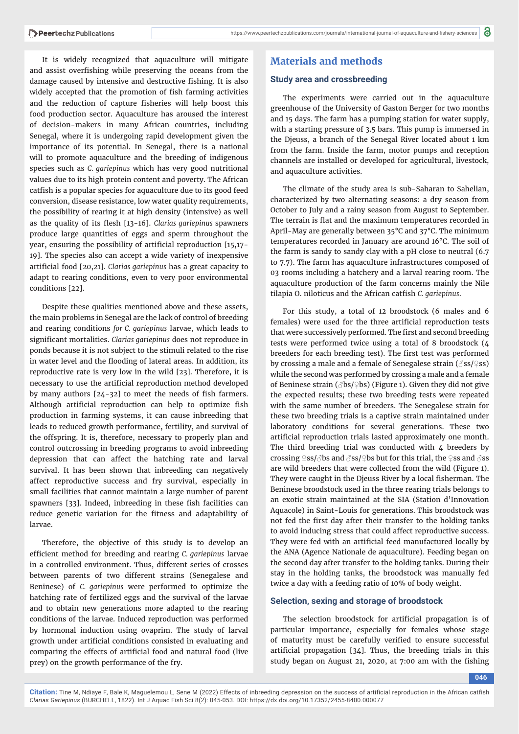It is widely recognized that aquaculture will mitigate and assist overfishing while preserving the oceans from the damage caused by intensive and destructive fishing. It is also widely accepted that the promotion of fish farming activities and the reduction of capture fisheries will help boost this food production sector. Aquaculture has aroused the interest of decision-makers in many African countries, including Senegal, where it is undergoing rapid development given the importance of its potential. In Senegal, there is a national will to promote aquaculture and the breeding of indigenous species such as *C. gariepinus* which has very good nutritional values due to its high protein content and poverty. The African catfish is a popular species for aquaculture due to its good feed conversion, disease resistance, low water quality requirements, the possibility of rearing it at high density (intensive) as well as the quality of its flesh [13-16]. *Clarias gariepinus* spawners produce large quantities of eggs and sperm throughout the year, ensuring the possibility of artificial reproduction [15,17-19]. The species also can accept a wide variety of inexpensive artificial food [20,21]. *Clarias gariepinus* has a great capacity to adapt to rearing conditions, even to very poor environmental conditions [22].

Despite these qualities mentioned above and these assets, the main problems in Senegal are the lack of control of breeding and rearing conditions *for C. gariepinus* larvae, which leads to significant mortalities. *Clarias gariepinus* does not reproduce in ponds because it is not subject to the stimuli related to the rise in water level and the flooding of lateral areas. In addition, its reproductive rate is very low in the wild [23]. Therefore, it is necessary to use the artificial reproduction method developed by many authors [24-32] to meet the needs of fish farmers. Although artificial reproduction can help to optimize fish production in farming systems, it can cause inbreeding that leads to reduced growth performance, fertility, and survival of the offspring. It is, therefore, necessary to properly plan and control outcrossing in breeding programs to avoid inbreeding depression that can affect the hatching rate and larval survival. It has been shown that inbreeding can negatively affect reproductive success and fry survival, especially in small facilities that cannot maintain a large number of parent spawners [33]. Indeed, inbreeding in these fish facilities can reduce genetic variation for the fitness and adaptability of larvae.

Therefore, the objective of this study is to develop an efficient method for breeding and rearing *C. gariepinus* larvae in a controlled environment. Thus, different series of crosses between parents of two different strains (Senegalese and Beninese) of *C. gariepinus* were performed to optimize the hatching rate of fertilized eggs and the survival of the larvae and to obtain new generations more adapted to the rearing conditions of the larvae. Induced reproduction was performed by hormonal induction using ovaprim. The study of larval growth under artificial conditions consisted in evaluating and comparing the effects of artificial food and natural food (live prey) on the growth performance of the fry.

## Materials and methods

### Study area and crossbreeding

The experiments were carried out in the aquaculture greenhouse of the University of Gaston Berger for two months and 15 days. The farm has a pumping station for water supply, with a starting pressure of 3.5 bars. This pump is immersed in the Djeuss, a branch of the Senegal River located about 1 km from the farm. Inside the farm, motor pumps and reception channels are installed or developed for agricultural, livestock, and aquaculture activities.

The climate of the study area is sub-Saharan to Sahelian, characterized by two alternating seasons: a dry season from October to July and a rainy season from August to September. The terrain is flat and the maximum temperatures recorded in April-May are generally between 35°C and 37°C. The minimum temperatures recorded in January are around 16°C. The soil of the farm is sandy to sandy clay with a pH close to neutral (6.7 to 7.7). The farm has aquaculture infrastructures composed of 03 rooms including a hatchery and a larval rearing room. The aquaculture production of the farm concerns mainly the Nile tilapia O. niloticus and the African catfish *C. gariepinus*.

For this study, a total of 12 broodstock (6 males and 6 females) were used for the three artificial reproduction tests that were successively performed. The first and second breeding tests were performed twice using a total of 8 broodstock (4 breeders for each breeding test). The first test was performed by crossing a male and a female of Senegalese strain (♂ss/♀ss) while the second was performed by crossing a male and a female of Beninese strain (♂bs/♀bs) (Figure 1). Given they did not give the expected results; these two breeding tests were repeated with the same number of breeders. The Senegalese strain for these two breeding trials is a captive strain maintained under laboratory conditions for several generations. These two artificial reproduction trials lasted approximately one month. The third breeding trial was conducted with 4 breeders by crossing ♀ss/♂bs and ♂ss/♀bs but for this trial, the ♀ss and ♂ss are wild breeders that were collected from the wild (Figure 1). They were caught in the Djeuss River by a local fisherman. The Beninese broodstock used in the three rearing trials belongs to an exotic strain maintained at the SIA (Station d'Innovation Aquacole) in Saint-Louis for generations. This broodstock was not fed the first day after their transfer to the holding tanks to avoid inducing stress that could affect reproductive success. They were fed with an artificial feed manufactured locally by the ANA (Agence Nationale de aquaculture). Feeding began on the second day after transfer to the holding tanks. During their stay in the holding tanks, the broodstock was manually fed twice a day with a feeding ratio of 10% of body weight.

### Selection, sexing and storage of broodstock

The selection broodstock for artificial propagation is of particular importance, especially for females whose stage of maturity must be carefully verified to ensure successful artificial propagation [34]. Thus, the breeding trials in this study began on August 21, 2020, at 7:00 am with the fishing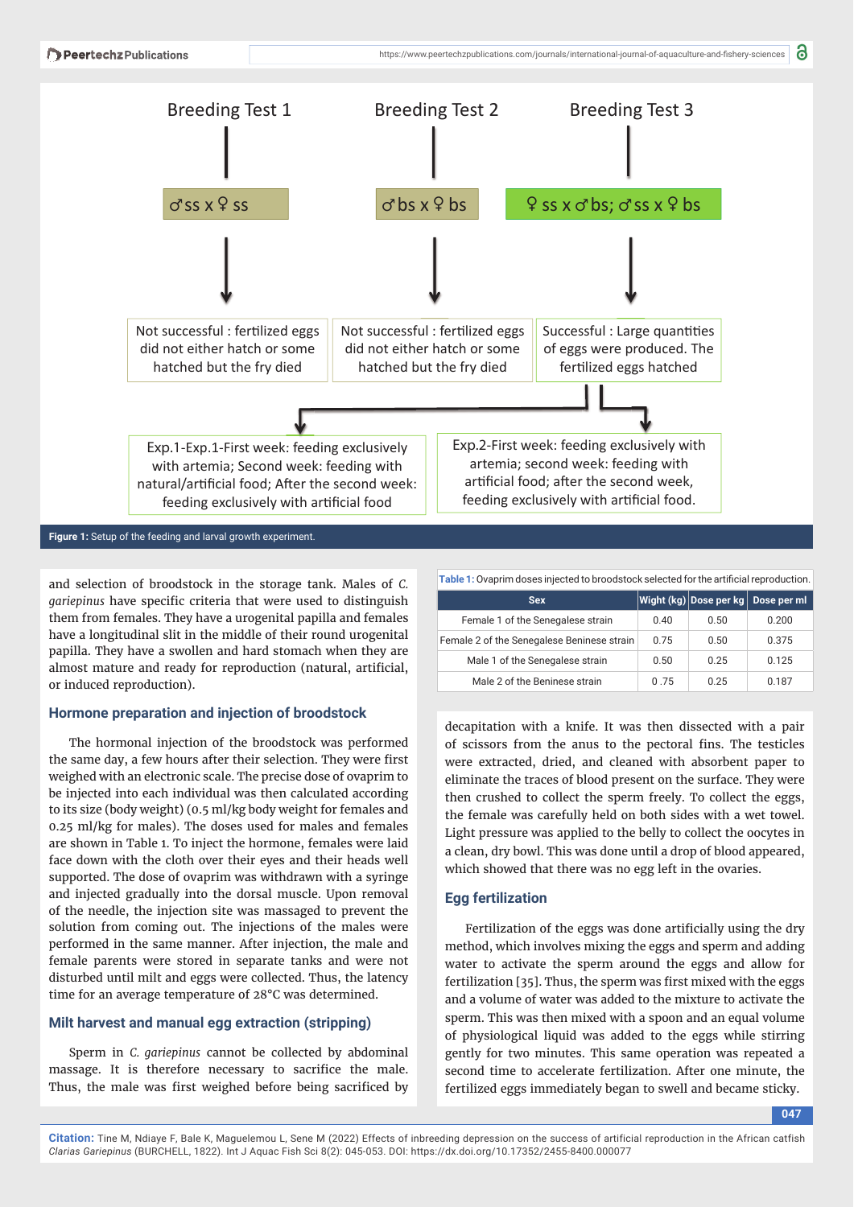Breeding Test 1

♂ss x ♀ ss

Not successful : fertilized eggs did not either hatch or some hatched but the fry died

Breeding Test 2

♂bs x ♀ bs

Not successful : fertilized eggs did not either hatch or some hatched but the fry died

Breeding Test 3

♀ ss x ♂ bs; ♂ ss x ♀ bs

Successful : Large quantities of eggs were produced. The fertilized eggs hatched

Exp.1-Exp.1-First week: feeding exclusively with artemia; Second week: feeding with natural/artificial food; After the second week: feeding exclusively with artificial food

Exp.2-First week: feeding exclusively with artemia; second week: feeding with artificial food; after the second week, feeding exclusively with artificial food.

**Figure 1:** Setup of the feeding and larval growth experiment.

and selection of broodstock in the storage tank. Males of *C. gariepinus* have specific criteria that were used to distinguish them from females. They have a urogenital papilla and females have a longitudinal slit in the middle of their round urogenital papilla. They have a swollen and hard stomach when they are almost mature and ready for reproduction (natural, artificial, or induced reproduction).

### Hormone preparation and injection of broodstock

The hormonal injection of the broodstock was performed the same day, a few hours after their selection. They were first weighed with an electronic scale. The precise dose of ovaprim to be injected into each individual was then calculated according to its size (body weight) (0.5 ml/kg body weight for females and 0.25 ml/kg for males). The doses used for males and females are shown in Table 1. To inject the hormone, females were laid face down with the cloth over their eyes and their heads well supported. The dose of ovaprim was withdrawn with a syringe and injected gradually into the dorsal muscle. Upon removal of the needle, the injection site was massaged to prevent the solution from coming out. The injections of the males were performed in the same manner. After injection, the male and female parents were stored in separate tanks and were not disturbed until milt and eggs were collected. Thus, the latency time for an average temperature of 28°C was determined.

### Milt harvest and manual egg extraction (stripping)

Sperm in *C. gariepinus* cannot be collected by abdominal massage. It is therefore necessary to sacrifice the male. Thus, the male was first weighed before being sacrificed by decapitation with a knife. It was then dissected with a pair of scissors from the anus to the pectoral fins. The testicles were extracted, dried, and cleaned with absorbent paper to eliminate the traces of blood present on the surface. They were then crushed to collect the sperm freely. To collect the eggs, the female was carefully held on both sides with a wet towel. Light pressure was applied to the belly to collect the oocytes in a clean, dry bowl. This was done until a drop of blood appeared, which showed that there was no egg left in the ovaries.

**Table 1:** Ovaprim doses injected to broodstock selected for the artificial reproduction.

| Sex | Wight (kg) | Dose per kg | Dose per ml |
|---|---|---|---|
| Female 1 of the Senegalese strain | 0.40 | 0.50 | 0.200 |
| Female 2 of the Senegalese Beninese strain | 0.75 | 0.50 | 0.375 |
| Male 1 of the Senegalese strain | 0.50 | 0.25 | 0.125 |
| Male 2 of the Beninese strain | 0 .75 | 0.25 | 0.187 |

### Egg fertilization

Fertilization of the eggs was done artificially using the dry method, which involves mixing the eggs and sperm and adding water to activate the sperm around the eggs and allow for fertilization [35]. Thus, the sperm was first mixed with the eggs and a volume of water was added to the mixture to activate the sperm. This was then mixed with a spoon and an equal volume of physiological liquid was added to the eggs while stirring gently for two minutes. This same operation was repeated a second time to accelerate fertilization. After one minute, the fertilized eggs immediately began to swell and became sticky.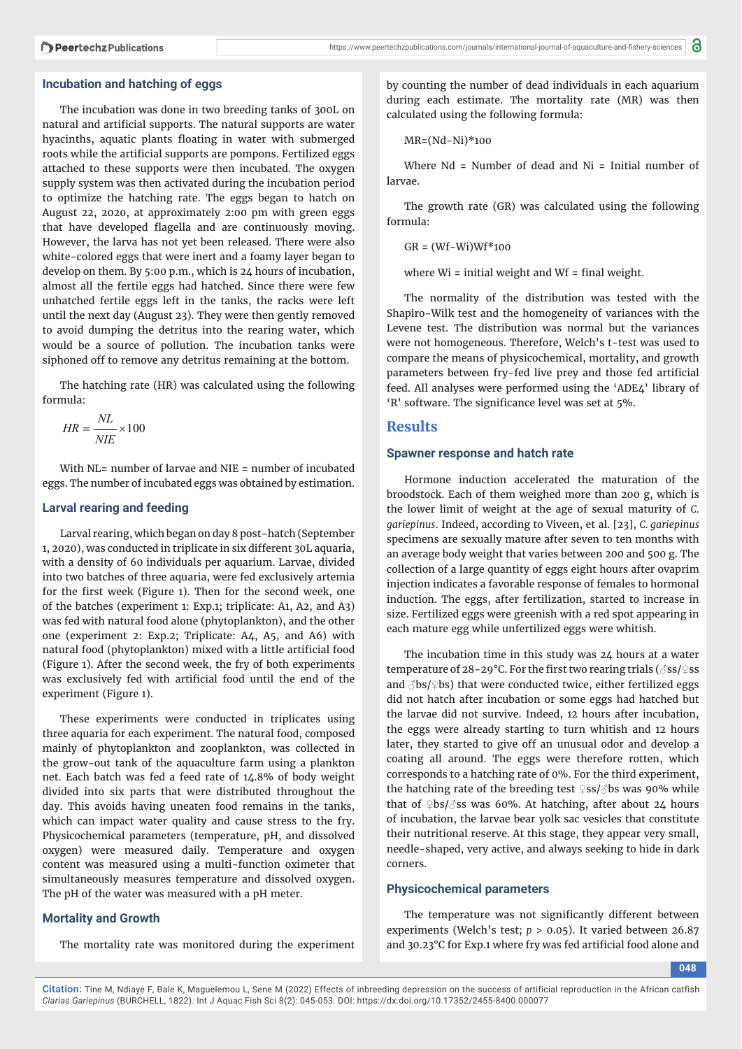### Incubation and hatching of eggs

The incubation was done in two breeding tanks of 300L on natural and artificial supports. The natural supports are water hyacinths, aquatic plants floating in water with submerged roots while the artificial supports are pompons. Fertilized eggs attached to these supports were then incubated. The oxygen supply system was then activated during the incubation period to optimize the hatching rate. The eggs began to hatch on August 22, 2020, at approximately 2:00 pm with green eggs that have developed flagella and are continuously moving. However, the larva has not yet been released. There were also white-colored eggs that were inert and a foamy layer began to develop on them. By 5:00 p.m., which is 24 hours of incubation, almost all the fertile eggs had hatched. Since there were few unhatched fertile eggs left in the tanks, the racks were left until the next day (August 23). They were then gently removed to avoid dumping the detritus into the rearing water, which would be a source of pollution. The incubation tanks were siphoned off to remove any detritus remaining at the bottom.

The hatching rate (HR) was calculated using the following formula:

$$HR = \frac{NL}{NIE} \times 100$$

With NL= number of larvae and NIE = number of incubated eggs. The number of incubated eggs was obtained by estimation.

### Larval rearing and feeding

Larval rearing, which began on day 8 post-hatch (September 1, 2020), was conducted in triplicate in six different 30L aquaria, with a density of 60 individuals per aquarium. Larvae, divided into two batches of three aquaria, were fed exclusively artemia for the first week (Figure 1). Then for the second week, one of the batches (experiment 1: Exp.1; triplicate: A1, A2, and A3) was fed with natural food alone (phytoplankton), and the other one (experiment 2: Exp.2; Triplicate: A4, A5, and A6) with natural food (phytoplankton) mixed with a little artificial food (Figure 1). After the second week, the fry of both experiments was exclusively fed with artificial food until the end of the experiment (Figure 1).

These experiments were conducted in triplicates using three aquaria for each experiment. The natural food, composed mainly of phytoplankton and zooplankton, was collected in the grow-out tank of the aquaculture farm using a plankton net. Each batch was fed a feed rate of 14.8% of body weight divided into six parts that were distributed throughout the day. This avoids having uneaten food remains in the tanks, which can impact water quality and cause stress to the fry. Physicochemical parameters (temperature, pH, and dissolved oxygen) were measured daily. Temperature and oxygen content was measured using a multi-function oximeter that simultaneously measures temperature and dissolved oxygen. The pH of the water was measured with a pH meter.

### Mortality and Growth

The mortality rate was monitored during the experiment by counting the number of dead individuals in each aquarium during each estimate. The mortality rate (MR) was then calculated using the following formula:

$$MR=(Nd-Ni)*100$$

Where Nd = Number of dead and Ni = Initial number of larvae.

The growth rate (GR) was calculated using the following formula:

$$GR = (Wf-Wi)Wf*100$$

where Wi = initial weight and Wf = final weight.

The normality of the distribution was tested with the Shapiro-Wilk test and the homogeneity of variances with the Levene test. The distribution was normal but the variances were not homogeneous. Therefore, Welch's t-test was used to compare the means of physicochemical, mortality, and growth parameters between fry-fed live prey and those fed artificial feed. All analyses were performed using the 'ADE4' library of 'R' software. The significance level was set at 5%.

## Results

### Spawner response and hatch rate

Hormone induction accelerated the maturation of the broodstock. Each of them weighed more than 200 g, which is the lower limit of weight at the age of sexual maturity of *C. gariepinus*. Indeed, according to Viveen, et al. [23], *C. gariepinus* specimens are sexually mature after seven to ten months with an average body weight that varies between 200 and 500 g. The collection of a large quantity of eggs eight hours after ovaprim injection indicates a favorable response of females to hormonal induction. The eggs, after fertilization, started to increase in size. Fertilized eggs were greenish with a red spot appearing in each mature egg while unfertilized eggs were whitish.

The incubation time in this study was 24 hours at a water temperature of 28-29°C. For the first two rearing trials (♂ss/♀ss and ♂bs/♀bs) that were conducted twice, either fertilized eggs did not hatch after incubation or some eggs had hatched but the larvae did not survive. Indeed, 12 hours after incubation, the eggs were already starting to turn whitish and 12 hours later, they started to give off an unusual odor and develop a coating all around. The eggs were therefore rotten, which corresponds to a hatching rate of 0%. For the third experiment, the hatching rate of the breeding test ♀ss/♂bs was 90% while that of ♀bs/♂ss was 60%. At hatching, after about 24 hours of incubation, the larvae bear yolk sac vesicles that constitute their nutritional reserve. At this stage, they appear very small, needle-shaped, very active, and always seeking to hide in dark corners.

### Physicochemical parameters

The temperature was not significantly different between experiments (Welch's test; $p > 0.05$). It varied between 26.87 and 30.23°C for Exp.1 where fry was fed artificial food alone and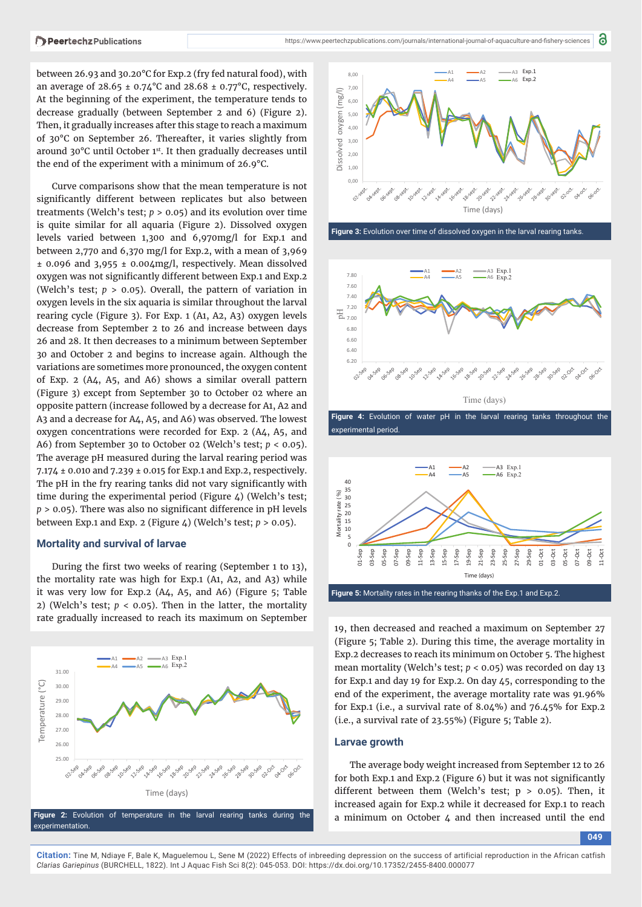between 26.93 and 30.20°C for Exp.2 (fry fed natural food), with an average of 28.65 ± 0.74°C and 28.68 ± 0.77°C, respectively. At the beginning of the experiment, the temperature tends to decrease gradually (between September 2 and 6) (Figure 2). Then, it gradually increases after this stage to reach a maximum of 30°C on September 26. Thereafter, it varies slightly from around 30°C until October 1st. It then gradually decreases until the end of the experiment with a minimum of 26.9°C.

Curve comparisons show that the mean temperature is not significantly different between replicates but also between treatments (Welch's test; $p > 0.05$) and its evolution over time is quite similar for all aquaria (Figure 2). Dissolved oxygen levels varied between 1,300 and 6,970mg/l for Exp.1 and between 2,770 and 6,370 mg/l for Exp.2, with a mean of 3,969 ± 0.096 and 3,955 ± 0.004mg/l, respectively. Mean dissolved oxygen was not significantly different between Exp.1 and Exp.2 (Welch's test; $p > 0.05$). Overall, the pattern of variation in oxygen levels in the six aquaria is similar throughout the larval rearing cycle (Figure 3). For Exp. 1 (A1, A2, A3) oxygen levels decrease from September 2 to 26 and increase between days 26 and 28. It then decreases to a minimum between September 30 and October 2 and begins to increase again. Although the variations are sometimes more pronounced, the oxygen content of Exp. 2 (A4, A5, and A6) shows a similar overall pattern (Figure 3) except from September 30 to October 02 where an opposite pattern (increase followed by a decrease for A1, A2 and A3 and a decrease for A4, A5, and A6) was observed. The lowest oxygen concentrations were recorded for Exp. 2 (A4, A5, and A6) from September 30 to October 02 (Welch's test; $p < 0.05$). The average pH measured during the larval rearing period was 7.174 ± 0.010 and 7.239 ± 0.015 for Exp.1 and Exp.2, respectively. The pH in the fry rearing tanks did not vary significantly with time during the experimental period (Figure 4) (Welch's test; $p > 0.05$). There was also no significant difference in pH levels between Exp.1 and Exp. 2 (Figure 4) (Welch's test; $p > 0.05$).

### Mortality and survival of larvae

During the first two weeks of rearing (September 1 to 13), the mortality rate was high for Exp.1 (A1, A2, and A3) while it was very low for Exp.2 (A4, A5, and A6) (Figure 5; Table 2) (Welch's test; $p < 0.05$). Then in the latter, the mortality rate gradually increased to reach its maximum on September 19, then decreased and reached a maximum on September 27 (Figure 5; Table 2). During this time, the average mortality in Exp.2 decreases to reach its minimum on October 5. The highest mean mortality (Welch's test; $p < 0.05$) was recorded on day 13 for Exp.1 and day 19 for Exp.2. On day 45, corresponding to the end of the experiment, the average mortality rate was 91.96% for Exp.1 (i.e., a survival rate of 8.04%) and 76.45% for Exp.2 (i.e., a survival rate of 23.55%) (Figure 5; Table 2).

**Figure 2:** Evolution of temperature in the larval rearing tanks during the experimentation.

**Figure 3:** Evolution over time of dissolved oxygen in the larval rearing tanks.

**Figure 4:** Evolution of water pH in the larval rearing tanks throughout the experimental period.

**Figure 5:** Mortality rates in the rearing thanks of the Exp.1 and Exp.2.

### Larvae growth

The average body weight increased from September 12 to 26 for both Exp.1 and Exp.2 (Figure 6) but it was not significantly different between them (Welch's test; $p > 0.05$). Then, it increased again for Exp.2 while it decreased for Exp.1 to reach a minimum on October 4 and then increased until the end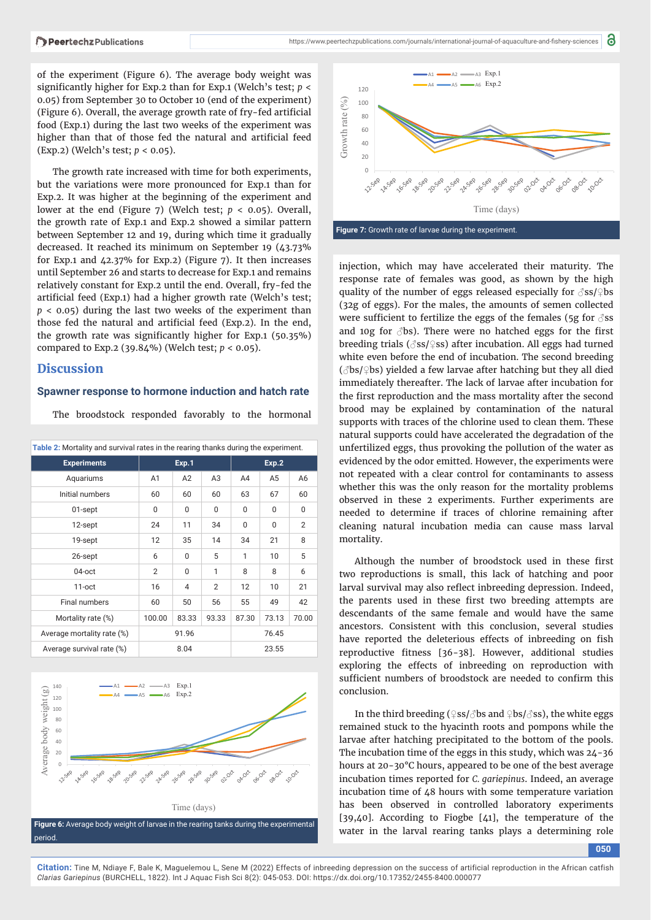of the experiment (Figure 6). The average body weight was significantly higher for Exp.2 than for Exp.1 (Welch's test; $p < 0.05$) from September 30 to October 10 (end of the experiment) (Figure 6). Overall, the average growth rate of fry-fed artificial food (Exp.1) during the last two weeks of the experiment was higher than that of those fed the natural and artificial feed (Exp.2) (Welch's test; $p < 0.05$).

The growth rate increased with time for both experiments, but the variations were more pronounced for Exp.1 than for Exp.2. It was higher at the beginning of the experiment and lower at the end (Figure 7) (Welch test; $p < 0.05$). Overall, the growth rate of Exp.1 and Exp.2 showed a similar pattern between September 12 and 19, during which time it gradually decreased. It reached its minimum on September 19 (43.73% for Exp.1 and 42.37% for Exp.2) (Figure 7). It then increases until September 26 and starts to decrease for Exp.1 and remains relatively constant for Exp.2 until the end. Overall, fry-fed the artificial feed (Exp.1) had a higher growth rate (Welch's test; $p < 0.05$) during the last two weeks of the experiment than those fed the natural and artificial feed (Exp.2). In the end, the growth rate was significantly higher for Exp.1 (50.35%) compared to Exp.2 (39.84%) (Welch test; $p < 0.05$).

## Discussion

### Spawner response to hormone induction and hatch rate

The broodstock responded favorably to the hormonal

Table 2: Mortality and survival rates in the rearing thanks during the experiment.

| Experiments | Exp.1 | | | Exp.2 | | |
|---|---|---|---|---|---|---|
| Aquariums | A1 | A2 | A3 | A4 | A5 | A6 |
| Initial numbers | 60 | 60 | 60 | 63 | 67 | 60 |
| 01-sept | 0 | 0 | 0 | 0 | 0 | 0 |
| 12-sept | 24 | 11 | 34 | 0 | 0 | 2 |
| 19-sept | 12 | 35 | 14 | 34 | 21 | 8 |
| 26-sept | 6 | 0 | 5 | 1 | 10 | 5 |
| 04-oct | 2 | 0 | 1 | 8 | 8 | 6 |
| 11-oct | 16 | 4 | 2 | 12 | 10 | 21 |
| Final numbers | 60 | 50 | 56 | 55 | 49 | 42 |
| Mortality rate (%) | 100.00 | 83.33 | 93.33 | 87.30 | 73.13 | 70.00 |
| Average mortality rate (%) | 91.96 | | | 76.45 | | |
| Average survival rate (%) | 8.04 | | | 23.55 | | |

Figure 6: Average body weight of larvae in the rearing tanks during the experimental period.

Figure 7: Growth rate of larvae during the experiment.

injection, which may have accelerated their maturity. The response rate of females was good, as shown by the high quality of the number of eggs released especially for ♂ss/♀bs (32g of eggs). For the males, the amounts of semen collected were sufficient to fertilize the eggs of the females (5g for ♂ss and 10g for ♂bs). There were no hatched eggs for the first breeding trials (♂ss/♀ss) after incubation. All eggs had turned white even before the end of incubation. The second breeding (♂bs/♀bs) yielded a few larvae after hatching but they all died immediately thereafter. The lack of larvae after incubation for the first reproduction and the mass mortality after the second brood may be explained by contamination of the natural supports with traces of the chlorine used to clean them. These natural supports could have accelerated the degradation of the unfertilized eggs, thus provoking the pollution of the water as evidenced by the odor emitted. However, the experiments were not repeated with a clear control for contaminants to assess whether this was the only reason for the mortality problems observed in these 2 experiments. Further experiments are needed to determine if traces of chlorine remaining after cleaning natural incubation media can cause mass larval mortality.

Although the number of broodstock used in these first two reproductions is small, this lack of hatching and poor larval survival may also reflect inbreeding depression. Indeed, the parents used in these first two breeding attempts are descendants of the same female and would have the same ancestors. Consistent with this conclusion, several studies have reported the deleterious effects of inbreeding on fish reproductive fitness [36-38]. However, additional studies exploring the effects of inbreeding on reproduction with sufficient numbers of broodstock are needed to confirm this conclusion.

In the third breeding (♀ss/♂bs and ♀bs/♂ss), the white eggs remained stuck to the hyacinth roots and pompons while the larvae after hatching precipitated to the bottom of the pools. The incubation time of the eggs in this study, which was 24-36 hours at 20-30°C hours, appeared to be one of the best average incubation times reported for *C. gariepinus*. Indeed, an average incubation time of 48 hours with some temperature variation has been observed in controlled laboratory experiments [39,40]. According to Fiogbe [41], the temperature of the water in the larval rearing tanks plays a determining role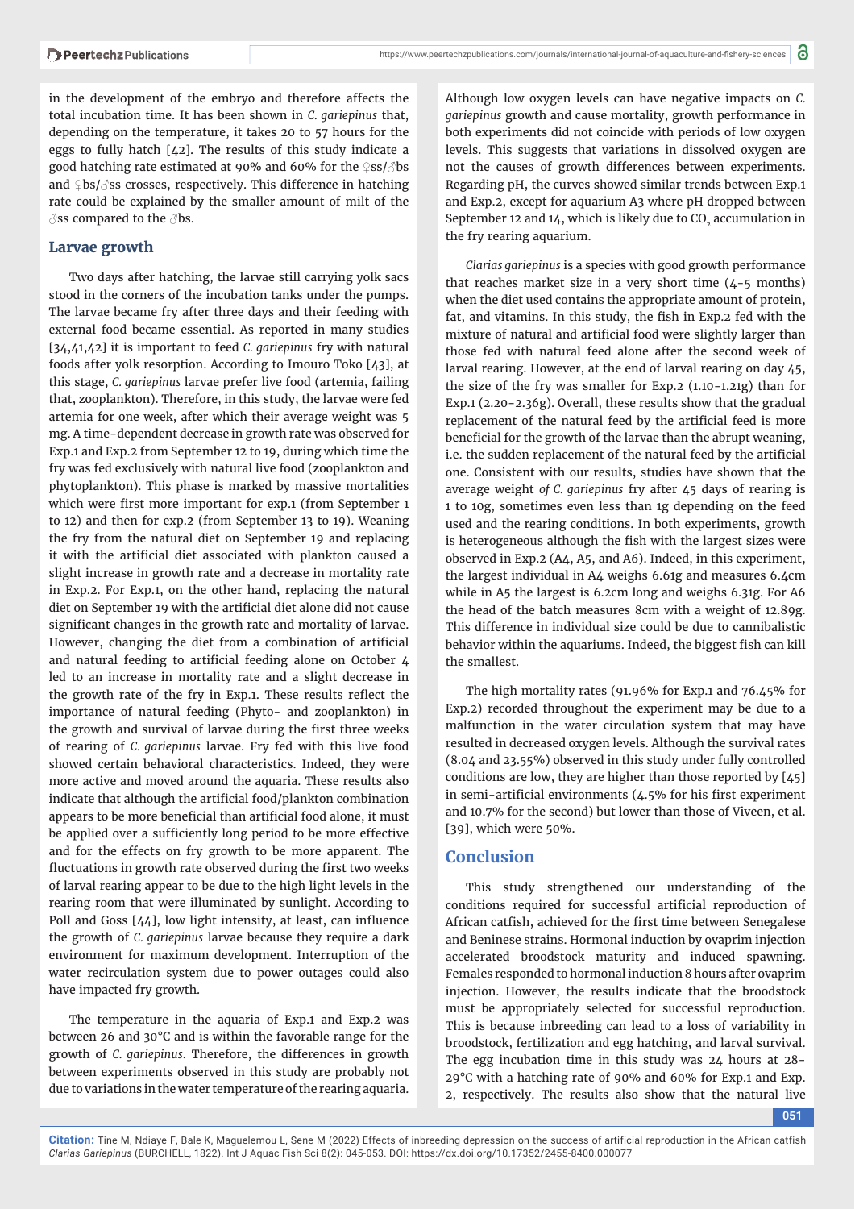in the development of the embryo and therefore affects the total incubation time. It has been shown in *C. gariepinus* that, depending on the temperature, it takes 20 to 57 hours for the eggs to fully hatch [42]. The results of this study indicate a good hatching rate estimated at 90% and 60% for the ♀ss/♂bs and ♀bs/♂ss crosses, respectively. This difference in hatching rate could be explained by the smaller amount of milt of the ♂ss compared to the ♂bs.

## Larvae growth

Two days after hatching, the larvae still carrying yolk sacs stood in the corners of the incubation tanks under the pumps. The larvae became fry after three days and their feeding with external food became essential. As reported in many studies [34,41,42] it is important to feed *C. gariepinus* fry with natural foods after yolk resorption. According to Imouro Toko [43], at this stage, *C. gariepinus* larvae prefer live food (artemia, failing that, zooplankton). Therefore, in this study, the larvae were fed artemia for one week, after which their average weight was 5 mg. A time-dependent decrease in growth rate was observed for Exp.1 and Exp.2 from September 12 to 19, during which time the fry was fed exclusively with natural live food (zooplankton and phytoplankton). This phase is marked by massive mortalities which were first more important for exp.1 (from September 1 to 12) and then for exp.2 (from September 13 to 19). Weaning the fry from the natural diet on September 19 and replacing it with the artificial diet associated with plankton caused a slight increase in growth rate and a decrease in mortality rate in Exp.2. For Exp.1, on the other hand, replacing the natural diet on September 19 with the artificial diet alone did not cause significant changes in the growth rate and mortality of larvae. However, changing the diet from a combination of artificial and natural feeding to artificial feeding alone on October 4 led to an increase in mortality rate and a slight decrease in the growth rate of the fry in Exp.1. These results reflect the importance of natural feeding (Phyto- and zooplankton) in the growth and survival of larvae during the first three weeks of rearing of *C. gariepinus* larvae. Fry fed with this live food showed certain behavioral characteristics. Indeed, they were more active and moved around the aquaria. These results also indicate that although the artificial food/plankton combination appears to be more beneficial than artificial food alone, it must be applied over a sufficiently long period to be more effective and for the effects on fry growth to be more apparent. The fluctuations in growth rate observed during the first two weeks of larval rearing appear to be due to the high light levels in the rearing room that were illuminated by sunlight. According to Poll and Goss [44], low light intensity, at least, can influence the growth of *C. gariepinus* larvae because they require a dark environment for maximum development. Interruption of the water recirculation system due to power outages could also have impacted fry growth.

The temperature in the aquaria of Exp.1 and Exp.2 was between 26 and 30°C and is within the favorable range for the growth of *C. gariepinus*. Therefore, the differences in growth between experiments observed in this study are probably not due to variations in the water temperature of the rearing aquaria. Although low oxygen levels can have negative impacts on *C. gariepinus* growth and cause mortality, growth performance in both experiments did not coincide with periods of low oxygen levels. This suggests that variations in dissolved oxygen are not the causes of growth differences between experiments. Regarding pH, the curves showed similar trends between Exp.1 and Exp.2, except for aquarium A3 where pH dropped between September 12 and 14, which is likely due to $CO_2$ accumulation in the fry rearing aquarium.

*Clarias gariepinus* is a species with good growth performance that reaches market size in a very short time (4-5 months) when the diet used contains the appropriate amount of protein, fat, and vitamins. In this study, the fish in Exp.2 fed with the mixture of natural and artificial food were slightly larger than those fed with natural feed alone after the second week of larval rearing. However, at the end of larval rearing on day 45, the size of the fry was smaller for Exp.2 (1.10-1.21g) than for Exp.1 (2.20-2.36g). Overall, these results show that the gradual replacement of the natural feed by the artificial feed is more beneficial for the growth of the larvae than the abrupt weaning, i.e. the sudden replacement of the natural feed by the artificial one. Consistent with our results, studies have shown that the average weight *of C. gariepinus* fry after 45 days of rearing is 1 to 10g, sometimes even less than 1g depending on the feed used and the rearing conditions. In both experiments, growth is heterogeneous although the fish with the largest sizes were observed in Exp.2 (A4, A5, and A6). Indeed, in this experiment, the largest individual in A4 weighs 6.61g and measures 6.4cm while in A5 the largest is 6.2cm long and weighs 6.31g. For A6 the head of the batch measures 8cm with a weight of 12.89g. This difference in individual size could be due to cannibalistic behavior within the aquariums. Indeed, the biggest fish can kill the smallest.

The high mortality rates (91.96% for Exp.1 and 76.45% for Exp.2) recorded throughout the experiment may be due to a malfunction in the water circulation system that may have resulted in decreased oxygen levels. Although the survival rates (8.04 and 23.55%) observed in this study under fully controlled conditions are low, they are higher than those reported by [45] in semi-artificial environments (4.5% for his first experiment and 10.7% for the second) but lower than those of Viveen, et al. [39], which were 50%.

## Conclusion

This study strengthened our understanding of the conditions required for successful artificial reproduction of African catfish, achieved for the first time between Senegalese and Beninese strains. Hormonal induction by ovaprim injection accelerated broodstock maturity and induced spawning. Females responded to hormonal induction 8 hours after ovaprim injection. However, the results indicate that the broodstock must be appropriately selected for successful reproduction. This is because inbreeding can lead to a loss of variability in broodstock, fertilization and egg hatching, and larval survival. The egg incubation time in this study was 24 hours at 28-29°C with a hatching rate of 90% and 60% for Exp.1 and Exp. 2, respectively. The results also show that the natural live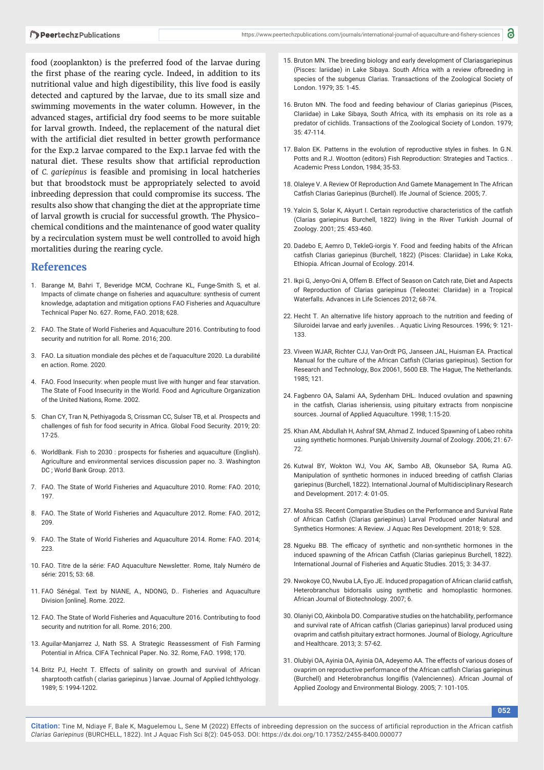food (zooplankton) is the preferred food of the larvae during the first phase of the rearing cycle. Indeed, in addition to its nutritional value and high digestibility, this live food is easily detected and captured by the larvae, due to its small size and swimming movements in the water column. However, in the advanced stages, artificial dry food seems to be more suitable for larval growth. Indeed, the replacement of the natural diet with the artificial diet resulted in better growth performance for the Exp.2 larvae compared to the Exp.1 larvae fed with the natural diet. These results show that artificial reproduction of *C. gariepinus* is feasible and promising in local hatcheries but that broodstock must be appropriately selected to avoid inbreeding depression that could compromise its success. The results also show that changing the diet at the appropriate time of larval growth is crucial for successful growth. The Physico-chemical conditions and the maintenance of good water quality by a recirculation system must be well controlled to avoid high mortalities during the rearing cycle.

## References

1. Barange M, Bahri T, Beveridge MCM, Cochrane KL, Funge-Smith S, et al. Impacts of climate change on fisheries and aquaculture: synthesis of current knowledge, adaptation and mitigation options FAO Fisheries and Aquaculture Technical Paper No. 627. Rome, FAO. 2018; 628.
2. FAO. The State of World Fisheries and Aquaculture 2016. Contributing to food security and nutrition for all. Rome. 2016; 200.
3. FAO. La situation mondiale des pêches et de l'aquaculture 2020. La durabilité en action. Rome. 2020.
4. FAO. Food Insecurity: when people must live with hunger and fear starvation. The State of Food Insecurity in the World. Food and Agriculture Organization of the United Nations, Rome. 2002.
5. Chan CY, Tran N, Pethiyagoda S, Crissman CC, Sulser TB, et al. Prospects and challenges of fish for food security in Africa. Global Food Security. 2019; 20: 17-25.
6. WorldBank. Fish to 2030 : prospects for fisheries and aquaculture (English). Agriculture and environmental services discussion paper no. 3. Washington DC ; World Bank Group. 2013.
7. FAO. The State of World Fisheries and Aquaculture 2010. Rome: FAO. 2010; 197.
8. FAO. The State of World Fisheries and Aquaculture 2012. Rome: FAO. 2012; 209.
9. FAO. The State of World Fisheries and Aquaculture 2014. Rome: FAO. 2014; 223.
10. FAO. Titre de la série: FAO Aquaculture Newsletter. Rome, Italy Numéro de série: 2015; 53: 68.
11. FAO Sénégal. Text by NIANE, A., NDONG, D.. Fisheries and Aquaculture Division [online]. Rome. 2022.
12. FAO. The State of World Fisheries and Aquaculture 2016. Contributing to food security and nutrition for all. Rome. 2016; 200.
13. Aguilar-Manjarrez J, Nath SS. A Strategic Reassessment of Fish Farming Potential in Africa. CIFA Technical Paper. No. 32. Rome, FAO. 1998; 170.
14. Britz PJ, Hecht T. Effects of salinity on growth and survival of African sharptooth catfish ( clarias gariepinus ) larvae. Journal of Applied Ichthyology. 1989; 5: 1994-1202.
15. Bruton MN. The breeding biology and early development of Clariasgariepinus (Pisces: lariidae) in Lake Sibaya. South Africa with a review ofbreeding in species of the subgenus Clarias. Transactions of the Zoological Society of London. 1979; 35: 1-45.
16. Bruton MN. The food and feeding behaviour of Clarias gariepinus (Pisces, Clariidae) in Lake Sibaya, South Africa, with its emphasis on its role as a predator of cichlids. Transactions of the Zoological Society of London. 1979; 35: 47-114.
17. Balon EK. Patterns in the evolution of reproductive styles in fishes. In G.N. Potts and R.J. Wootton (editors) Fish Reproduction: Strategies and Tactics. . Academic Press London, 1984; 35-53.
18. Olaleye V. A Review Of Reproduction And Gamete Management In The African Catfish Clarias Gariepinus (Burchell). Ife Journal of Science. 2005; 7.
19. Yalcin S, Solar K, Akyurt I. Certain reproductive characteristics of the catfish (Clarias gariepinus Burchell, 1822) living in the River Turkish Journal of Zoology. 2001; 25: 453-460.
20. Dadebo E, Aemro D, TekleG-iorgis Y. Food and feeding habits of the African catfish Clarias gariepinus (Burchell, 1822) (Pisces: Clariidae) in Lake Koka, Ethiopia. African Journal of Ecology. 2014.
21. Ikpi G, Jenyo-Oni A, Offem B. Effect of Season on Catch rate, Diet and Aspects of Reproduction of Clarias gariepinus (Teleostei: Clariidae) in a Tropical Waterfalls. Advances in Life Sciences 2012; 68-74.
22. Hecht T. An alternative life history approach to the nutrition and feeding of Siluroidei larvae and early juveniles. . Aquatic Living Resources. 1996; 9: 121-133.
23. Viveen WJAR, Richter CJJ, Van-Ordt PG, Janseen JAL, Huisman EA. Practical Manual for the culture of the African Catfish (Clarias gariepinus). Section for Research and Technology, Box 20061, 5600 EB. The Hague, The Netherlands. 1985; 121.
24. Fagbenro OA, Salami AA, Sydenham DHL. Induced ovulation and spawning in the catfish, Clarias isheriensis, using pituitary extracts from nonpiscine sources. Journal of Applied Aquaculture. 1998; 1:15-20.
25. Khan AM, Abdullah H, Ashraf SM, Ahmad Z. Induced Spawning of Labeo rohita using synthetic hormones. Punjab University Journal of Zoology. 2006; 21: 67-72.
26. Kutwal BY, Wokton WJ, Vou AK, Sambo AB, Okunsebor SA, Ruma AG. Manipulation of synthetic hormones in induced breeding of catfish Clarias gariepinus (Burchell, 1822). International Journal of Multidisciplinary Research and Development. 2017: 4: 01-05.
27. Mosha SS. Recent Comparative Studies on the Performance and Survival Rate of African Catfish (Clarias gariepinus) Larval Produced under Natural and Synthetics Hormones: A Review. J Aquac Res Development. 2018; 9: 528.
28. Ngueku BB. The efficacy of synthetic and non-synthetic hormones in the induced spawning of the African Catfish (Clarias gariepinus Burchell, 1822). International Journal of Fisheries and Aquatic Studies. 2015; 3: 34-37.
29. Nwokoye CO, Nwuba LA, Eyo JE. Induced propagation of African clariid catfish, Heterobranchus bidorsalis using synthetic and homoplastic hormones. African Journal of Biotechnology. 2007; 6.
30. Olaniyi CO, Akinbola DO. Comparative studies on the hatchability, performance and survival rate of African catfish (Clarias gariepinus) larval produced using ovaprim and catfish pituitary extract hormones. Journal of Biology, Agriculture and Healthcare. 2013; 3: 57-62.
31. Olubiyi OA, Ayinia OA, Ayinia OA, Adeyemo AA. The effects of various doses of ovaprim on reproductive performance of the African catfish Clarias gariepinus (Burchell) and Heterobranchus longiflis (Valenciennes). African Journal of Applied Zoology and Environmental Biology. 2005; 7: 101-105.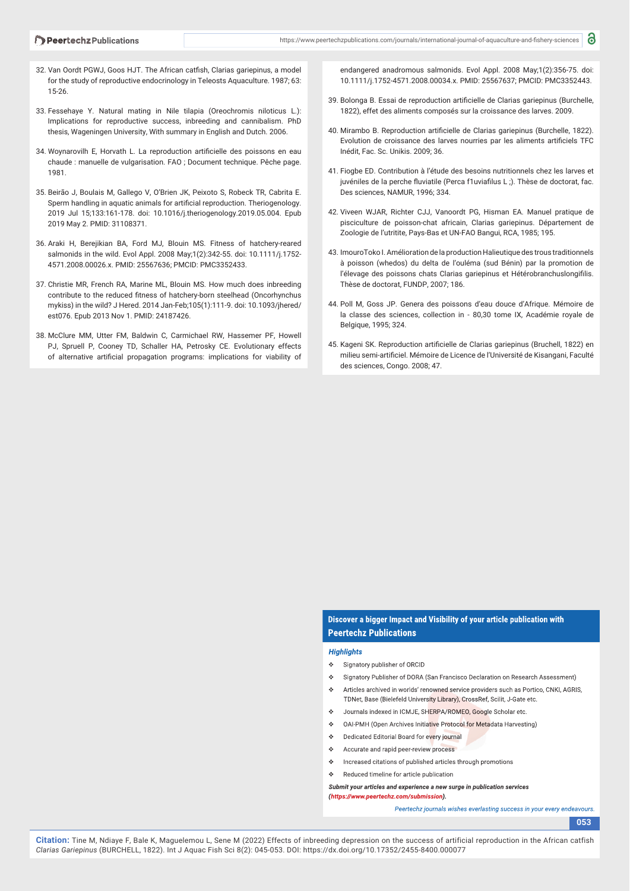32. Van Oordt PGWJ, Goos HJT. The African catfish, Clarias gariepinus, a model for the study of reproductive endocrinology in Teleosts Aquaculture. 1987; 63: 15-26.

33. Fessehaye Y. Natural mating in Nile tilapia (Oreochromis niloticus L.): Implications for reproductive success, inbreeding and cannibalism. PhD thesis, Wageningen University, With summary in English and Dutch. 2006.

34. Woynarovilh E, Horvath L. La reproduction artificielle des poissons en eau chaude : manuelle de vulgarisation. FAO ; Document technique. Pêche page. 1981.

35. Beirão J, Boulais M, Gallego V, O'Brien JK, Peixoto S, Robeck TR, Cabrita E. Sperm handling in aquatic animals for artificial reproduction. Theriogenology. 2019 Jul 15;133:161-178. doi: 10.1016/j.theriogenology.2019.05.004. Epub 2019 May 2. PMID: 31108371.

36. Araki H, Berejikian BA, Ford MJ, Blouin MS. Fitness of hatchery-reared salmonids in the wild. Evol Appl. 2008 May;1(2):342-55. doi: 10.1111/j.1752-4571.2008.00026.x. PMID: 25567636; PMCID: PMC3352433.

37. Christie MR, French RA, Marine ML, Blouin MS. How much does inbreeding contribute to the reduced fitness of hatchery-born steelhead (Oncorhynchus mykiss) in the wild? J Hered. 2014 Jan-Feb;105(1):111-9. doi: 10.1093/jhered/est076. Epub 2013 Nov 1. PMID: 24187426.

38. McClure MM, Utter FM, Baldwin C, Carmichael RW, Hassemer PF, Howell PJ, Spruell P, Cooney TD, Schaller HA, Petrosky CE. Evolutionary effects of alternative artificial propagation programs: implications for viability of endangered anadromous salmonids. Evol Appl. 2008 May;1(2):356-75. doi: 10.1111/j.1752-4571.2008.00034.x. PMID: 25567637; PMCID: PMC3352443.

39. Bolonga B. Essai de reproduction artificielle de Clarias gariepinus (Burchelle, 1822), effet des aliments composés sur la croissance des larves. 2009.

40. Mirambo B. Reproduction artificielle de Clarias gariepinus (Burchelle, 1822). Evolution de croissance des larves nourries par les aliments artificiels TFC Inédit, Fac. Sc. Unikis. 2009; 36.

41. Fiogbe ED. Contribution à l'étude des besoins nutritionnels chez les larves et juvéniles de la perche fluviatile (Perca f1uviafilus L ;). Thèse de doctorat, fac. Des sciences, NAMUR, 1996; 334.

42. Viveen WJAR, Richter CJJ, Vanoordt PG, Hisman EA. Manuel pratique de pisciculture de poisson-chat africain, Clarias gariepinus. Département de Zoologie de l'utritite, Pays-Bas et UN-FAO Bangui, RCA, 1985; 195.

43. ImouroToko I. Amélioration de la production Halieutique des trous traditionnels à poisson (whedos) du delta de l'ouléma (sud Bénin) par la promotion de l'élevage des poissons chats Clarias gariepinus et Hétérobranchuslongifilis. Thèse de doctorat, FUNDP, 2007; 186.

44. Poll M, Goss JP. Genera des poissons d'eau douce d'Afrique. Mémoire de la classe des sciences, collection in - 80,30 tome IX, Académie royale de Belgique, 1995; 324.

45. Kageni SK. Reproduction artificielle de Clarias gariepinus (Bruchell, 1822) en milieu semi-artificiel. Mémoire de Licence de l'Université de Kisangani, Faculté des sciences, Congo. 2008; 47.

**Discover a bigger Impact and Visibility of your article publication with Peertechz Publications**

***Highlights***

- Signatory publisher of ORCID
- Signatory Publisher of DORA (San Francisco Declaration on Research Assessment)
- Articles archived in worlds' renowned service providers such as Portico, CNKI, AGRIS, TDNet, Base (Bielefeld University Library), CrossRef, Scilit, J-Gate etc.
- Journals indexed in ICMJE, SHERPA/ROMEO, Google Scholar etc.
- OAI-PMH (Open Archives Initiative Protocol for Metadata Harvesting)
- Dedicated Editorial Board for every journal
- Accurate and rapid peer-review process
- Increased citations of published articles through promotions
- Reduced timeline for article publication

***Submit your articles and experience a new surge in publication services (https://www.peertechz.com/submission).***

*Peertechz journals wishes everlasting success in your every endeavours.*

**Citation:** Tine M, Ndiaye F, Bale K, Maguelemou L, Sene M (2022) Effects of inbreeding depression on the success of artificial reproduction in the African catfish *Clarias Gariepinus* (BURCHELL, 1822). Int J Aquac Fish Sci 8(2): 045-053. DOI: https://dx.doi.org/10.17352/2455-8400.000077